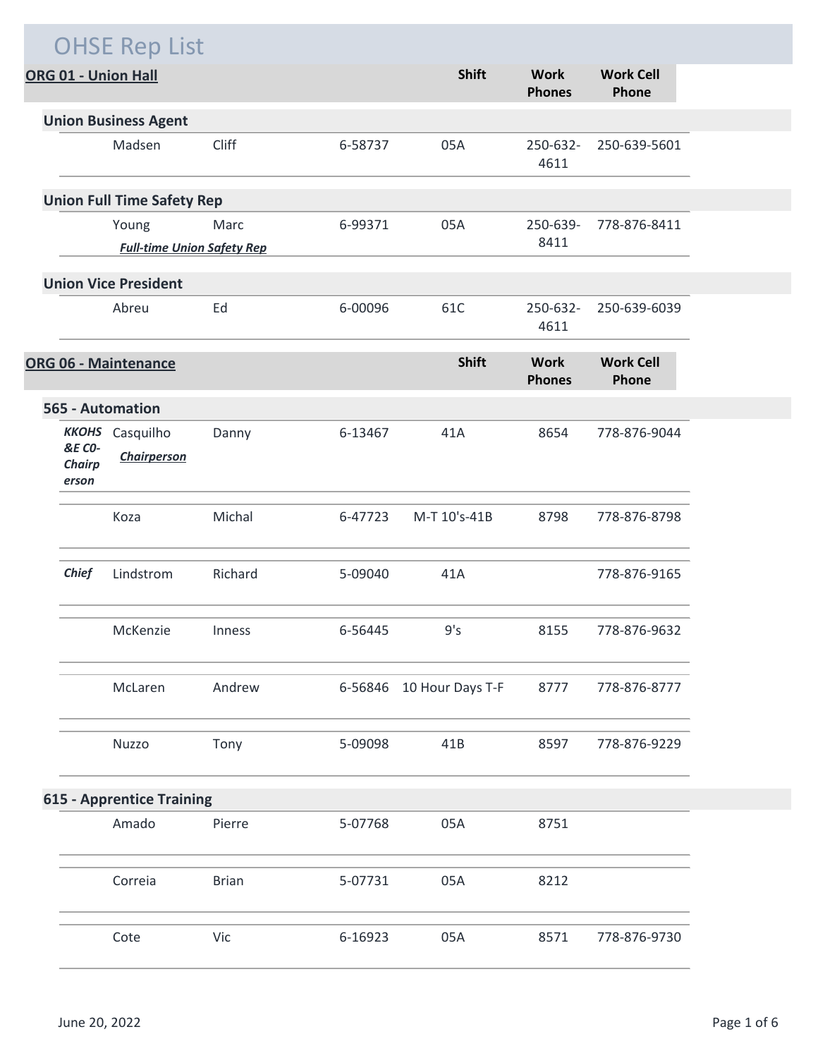# OHSE Rep List

## ORG 01 - Union Hall

| | Last Name | First Name | ID | Shift | Work Phones | Work Cell Phone |
|---|---|---|---|---|---|---|
| **Union Business Agent** | | | | | | |
| | Madsen | Cliff | 6-58737 | 05A | 250-632-4611 | 250-639-5601 |
| **Union Full Time Safety Rep** | | | | | | |
| | Young<br>***Full-time Union Safety Rep*** | Marc | 6-99371 | 05A | 250-639-8411 | 778-876-8411 |
| **Union Vice President** | | | | | | |
| | Abreu | Ed | 6-00096 | 61C | 250-632-4611 | 250-639-6039 |

## ORG 06 - Maintenance

| | Last Name | First Name | ID | Shift | Work Phones | Work Cell Phone |
|---|---|---|---|---|---|---|
| **565 - Automation** | | | | | | |
| ***KKOHS &E C0-Chairperson*** | Casquilho<br>***Chairperson*** | Danny | 6-13467 | 41A | 8654 | 778-876-9044 |
| | Koza | Michal | 6-47723 | M-T 10's-41B | 8798 | 778-876-8798 |
| ***Chief*** | Lindstrom | Richard | 5-09040 | 41A | | 778-876-9165 |
| | McKenzie | Inness | 6-56445 | 9's | 8155 | 778-876-9632 |
| | McLaren | Andrew | 6-56846 | 10 Hour Days T-F | 8777 | 778-876-8777 |
| | Nuzzo | Tony | 5-09098 | 41B | 8597 | 778-876-9229 |
| **615 - Apprentice Training** | | | | | | |
| | Amado | Pierre | 5-07768 | 05A | 8751 | |
| | Correia | Brian | 5-07731 | 05A | 8212 | |
| | Cote | Vic | 6-16923 | 05A | 8571 | 778-876-9730 |

June 20, 2022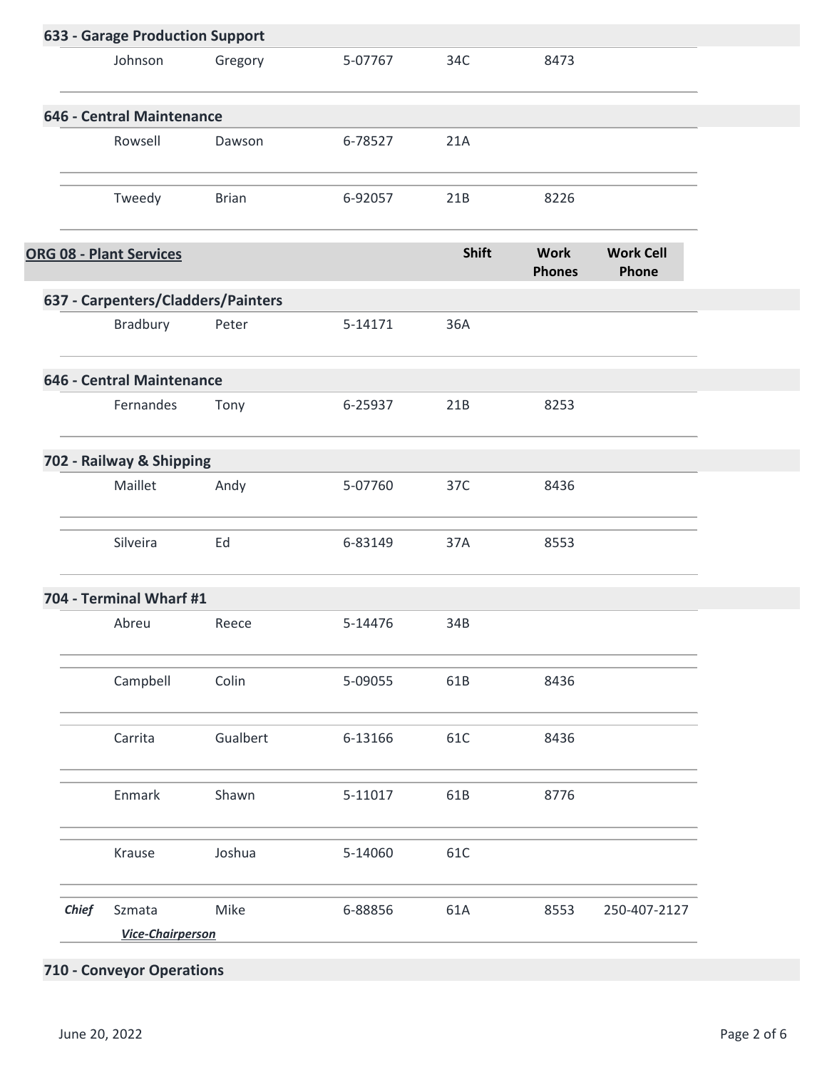### 633 - Garage Production Support

| | Last Name | First Name | ID | Shift | Work Phones | Work Cell Phone |
|---|---|---|---|---|---|---|
| | Johnson | Gregory | 5-07767 | 34C | 8473 | |

### 646 - Central Maintenance

| | Last Name | First Name | ID | Shift | Work Phones | Work Cell Phone |
|---|---|---|---|---|---|---|
| | Rowsell | Dawson | 6-78527 | 21A | | |
| | Tweedy | Brian | 6-92057 | 21B | 8226 | |

## ORG 08 - Plant Services

### 637 - Carpenters/Cladders/Painters

| | Last Name | First Name | ID | Shift | Work Phones | Work Cell Phone |
|---|---|---|---|---|---|---|
| | Bradbury | Peter | 5-14171 | 36A | | |

### 646 - Central Maintenance

| | Last Name | First Name | ID | Shift | Work Phones | Work Cell Phone |
|---|---|---|---|---|---|---|
| | Fernandes | Tony | 6-25937 | 21B | 8253 | |

### 702 - Railway & Shipping

| | Last Name | First Name | ID | Shift | Work Phones | Work Cell Phone |
|---|---|---|---|---|---|---|
| | Maillet | Andy | 5-07760 | 37C | 8436 | |
| | Silveira | Ed | 6-83149 | 37A | 8553 | |

### 704 - Terminal Wharf #1

| | Last Name | First Name | ID | Shift | Work Phones | Work Cell Phone |
|---|---|---|---|---|---|---|
| | Abreu | Reece | 5-14476 | 34B | | |
| | Campbell | Colin | 5-09055 | 61B | 8436 | |
| | Carrita | Gualbert | 6-13166 | 61C | 8436 | |
| | Enmark | Shawn | 5-11017 | 61B | 8776 | |
| | Krause | Joshua | 5-14060 | 61C | | |
| ***Chief*** | Szmata ***Vice-Chairperson*** | Mike | 6-88856 | 61A | 8553 | 250-407-2127 |

### 710 - Conveyor Operations

June 20, 2022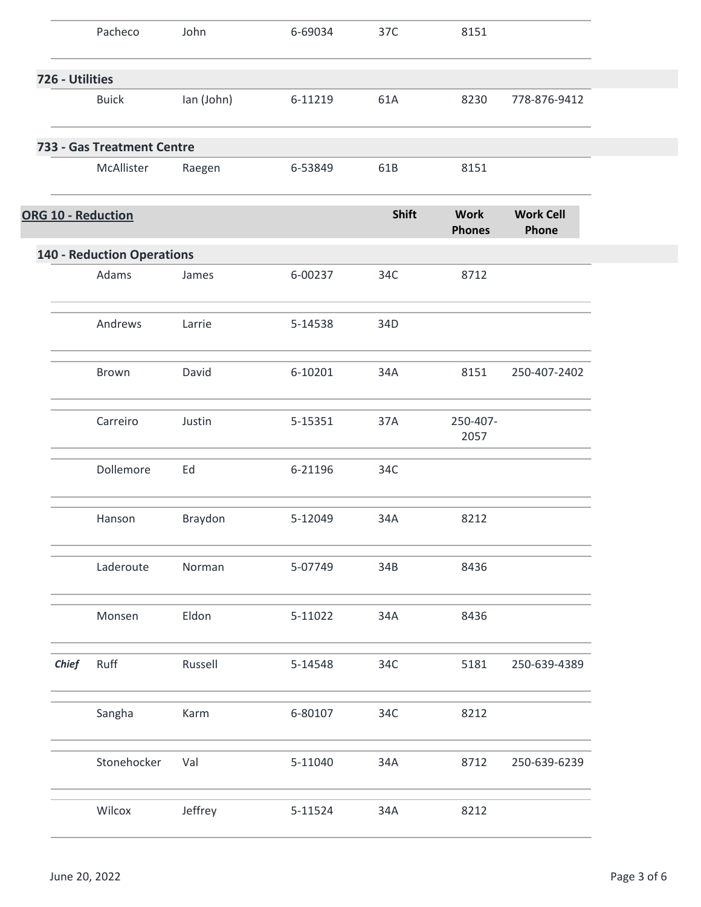| | | | | | | |
|---|---|---|---|---|---|---|
| | Pacheco | John | 6-69034 | 37C | 8151 | |

### 726 - Utilities

| | | | | | | |
|---|---|---|---|---|---|---|
| | Buick | Ian (John) | 6-11219 | 61A | 8230 | 778-876-9412 |

### 733 - Gas Treatment Centre

| | | | | | | |
|---|---|---|---|---|---|---|
| | McAllister | Raegen | 6-53849 | 61B | 8151 | |

## ORG 10 - Reduction

### 140 - Reduction Operations

| | | | | Shift | Work Phones | Work Cell Phone |
|---|---|---|---|---|---|---|
| | Adams | James | 6-00237 | 34C | 8712 | |
| | Andrews | Larrie | 5-14538 | 34D | | |
| | Brown | David | 6-10201 | 34A | 8151 | 250-407-2402 |
| | Carreiro | Justin | 5-15351 | 37A | 250-407-2057 | |
| | Dollemore | Ed | 6-21196 | 34C | | |
| | Hanson | Braydon | 5-12049 | 34A | 8212 | |
| | Laderoute | Norman | 5-07749 | 34B | 8436 | |
| | Monsen | Eldon | 5-11022 | 34A | 8436 | |
| ***Chief*** | Ruff | Russell | 5-14548 | 34C | 5181 | 250-639-4389 |
| | Sangha | Karm | 6-80107 | 34C | 8212 | |
| | Stonehocker | Val | 5-11040 | 34A | 8712 | 250-639-6239 |
| | Wilcox | Jeffrey | 5-11524 | 34A | 8212 | |

June 20, 2022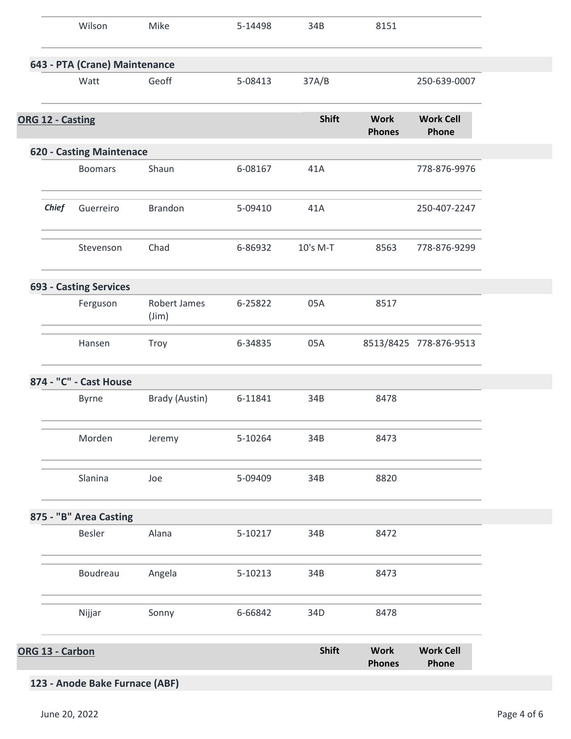| | Last Name | First Name | ID | Shift | Work Phones | Work Cell Phone |
|---|---|---|---|---|---|---|
| | Wilson | Mike | 5-14498 | 34B | 8151 | |

**643 - PTA (Crane) Maintenance**

| | Last Name | First Name | ID | Shift | Work Phones | Work Cell Phone |
|---|---|---|---|---|---|---|
| | Watt | Geoff | 5-08413 | 37A/B | | 250-639-0007 |

## ORG 12 - Casting

**620 - Casting Maintenace**

| | Last Name | First Name | ID | Shift | Work Phones | Work Cell Phone |
|---|---|---|---|---|---|---|
| | Boomars | Shaun | 6-08167 | 41A | | 778-876-9976 |
| *Chief* | Guerreiro | Brandon | 5-09410 | 41A | | 250-407-2247 |
| | Stevenson | Chad | 6-86932 | 10's M-T | 8563 | 778-876-9299 |

**693 - Casting Services**

| | Last Name | First Name | ID | Shift | Work Phones | Work Cell Phone |
|---|---|---|---|---|---|---|
| | Ferguson | Robert James (Jim) | 6-25822 | 05A | 8517 | |
| | Hansen | Troy | 6-34835 | 05A | 8513/8425 | 778-876-9513 |

**874 - "C" - Cast House**

| | Last Name | First Name | ID | Shift | Work Phones | Work Cell Phone |
|---|---|---|---|---|---|---|
| | Byrne | Brady (Austin) | 6-11841 | 34B | 8478 | |
| | Morden | Jeremy | 5-10264 | 34B | 8473 | |
| | Slanina | Joe | 5-09409 | 34B | 8820 | |

**875 - "B" Area Casting**

| | Last Name | First Name | ID | Shift | Work Phones | Work Cell Phone |
|---|---|---|---|---|---|---|
| | Besler | Alana | 5-10217 | 34B | 8472 | |
| | Boudreau | Angela | 5-10213 | 34B | 8473 | |
| | Nijjar | Sonny | 6-66842 | 34D | 8478 | |

## ORG 13 - Carbon

**123 - Anode Bake Furnace (ABF)**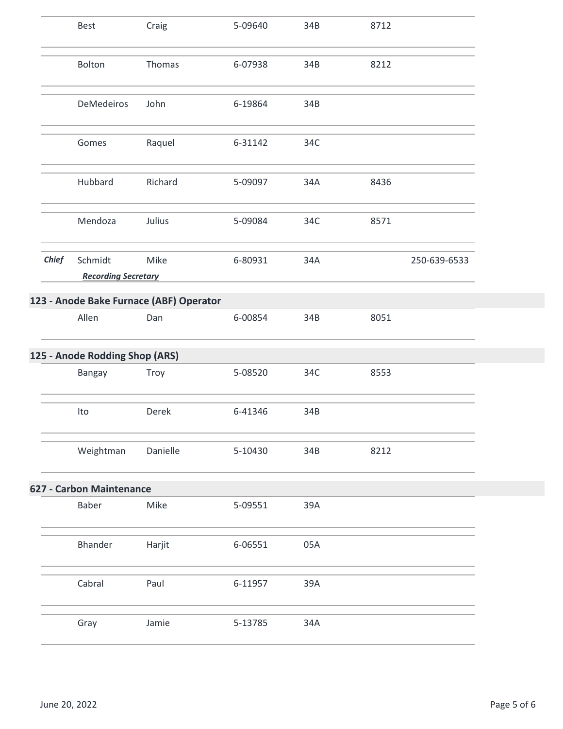| | Last Name | First Name | Employee # | Code | Ext. | Phone |
|---|---|---|---|---|---|---|
| | Best | Craig | 5-09640 | 34B | 8712 | |
| | Bolton | Thomas | 6-07938 | 34B | 8212 | |
| | DeMedeiros | John | 6-19864 | 34B | | |
| | Gomes | Raquel | 6-31142 | 34C | | |
| | Hubbard | Richard | 5-09097 | 34A | 8436 | |
| | Mendoza | Julius | 5-09084 | 34C | 8571 | |
| ***Chief*** | Schmidt<br>***Recording Secretary*** | Mike | 6-80931 | 34A | | 250-639-6533 |

## 123 - Anode Bake Furnace (ABF) Operator

| | Last Name | First Name | Employee # | Code | Ext. | Phone |
|---|---|---|---|---|---|---|
| | Allen | Dan | 6-00854 | 34B | 8051 | |

## 125 - Anode Rodding Shop (ARS)

| | Last Name | First Name | Employee # | Code | Ext. | Phone |
|---|---|---|---|---|---|---|
| | Bangay | Troy | 5-08520 | 34C | 8553 | |
| | Ito | Derek | 6-41346 | 34B | | |
| | Weightman | Danielle | 5-10430 | 34B | 8212 | |

## 627 - Carbon Maintenance

| | Last Name | First Name | Employee # | Code | Ext. | Phone |
|---|---|---|---|---|---|---|
| | Baber | Mike | 5-09551 | 39A | | |
| | Bhander | Harjit | 6-06551 | 05A | | |
| | Cabral | Paul | 6-11957 | 39A | | |
| | Gray | Jamie | 5-13785 | 34A | | |

June 20, 2022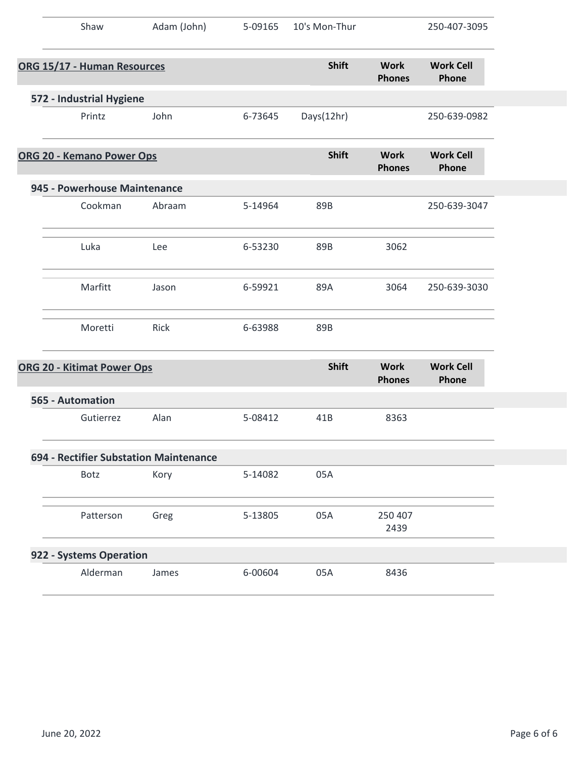| | | | | | |
|---|---|---|---|---|---|
| Shaw | Adam (John) | 5-09165 | 10's Mon-Thur | | 250-407-3095 |

## ORG 15/17 - Human Resources

| | | | Shift | Work Phones | Work Cell Phone |
|---|---|---|---|---|---|
| **572 - Industrial Hygiene** | | | | | |
| Printz | John | 6-73645 | Days(12hr) | | 250-639-0982 |

## ORG 20 - Kemano Power Ops

| | | | Shift | Work Phones | Work Cell Phone |
|---|---|---|---|---|---|
| **945 - Powerhouse Maintenance** | | | | | |
| Cookman | Abraam | 5-14964 | 89B | | 250-639-3047 |
| Luka | Lee | 6-53230 | 89B | 3062 | |
| Marfitt | Jason | 6-59921 | 89A | 3064 | 250-639-3030 |
| Moretti | Rick | 6-63988 | 89B | | |

## ORG 20 - Kitimat Power Ops

| | | | Shift | Work Phones | Work Cell Phone |
|---|---|---|---|---|---|
| **565 - Automation** | | | | | |
| Gutierrez | Alan | 5-08412 | 41B | 8363 | |
| **694 - Rectifier Substation Maintenance** | | | | | |
| Botz | Kory | 5-14082 | 05A | | |
| Patterson | Greg | 5-13805 | 05A | 250 407 2439 | |
| **922 - Systems Operation** | | | | | |
| Alderman | James | 6-00604 | 05A | 8436 | |

June 20, 2022